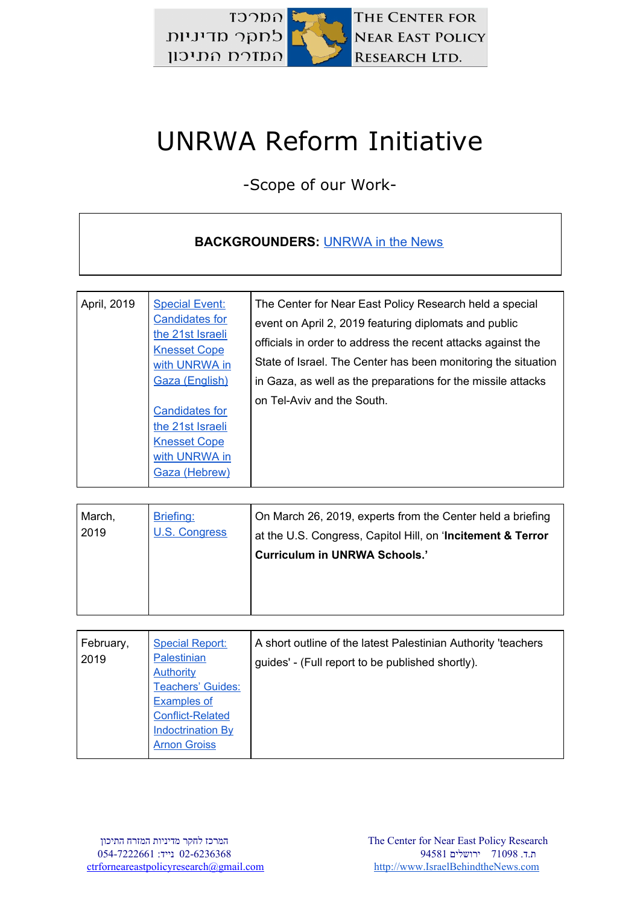המרכז לחקר מדיניות המזרח התיכון

THE CENTER FOR NEAR EAST POLICY RESEARCH LTD.

# UNRWA Reform Initiative

-Scope of our Work-

**BACKGROUNDERS:** UNRWA in the News

| | | |
|---|---|---|
| April, 2019 | Special Event: Candidates for the 21st Israeli Knesset Cope with UNRWA in Gaza (English)<br><br>Candidates for the 21st Israeli Knesset Cope with UNRWA in Gaza (Hebrew) | The Center for Near East Policy Research held a special event on April 2, 2019 featuring diplomats and public officials in order to address the recent attacks against the State of Israel. The Center has been monitoring the situation in Gaza, as well as the preparations for the missile attacks on Tel-Aviv and the South. |

| | | |
|---|---|---|
| March, 2019 | Briefing: U.S. Congress | On March 26, 2019, experts from the Center held a briefing at the U.S. Congress, Capitol Hill, on '**Incitement & Terror Curriculum in UNRWA Schools.'** |

| | | |
|---|---|---|
| February, 2019 | Special Report: Palestinian Authority Teachers' Guides: Examples of Conflict-Related Indoctrination By Arnon Groiss | A short outline of the latest Palestinian Authority 'teachers guides' - (Full report to be published shortly). |

המרכז לחקר מדיניות המזרח התיכון
054-7222661 :נייד 02-6236368
ctrforneareastpolicyresearch@gmail.com

The Center for Near East Policy Research
ת.ד. 71098 ירושלים 94581
http://www.IsraelBehindtheNews.com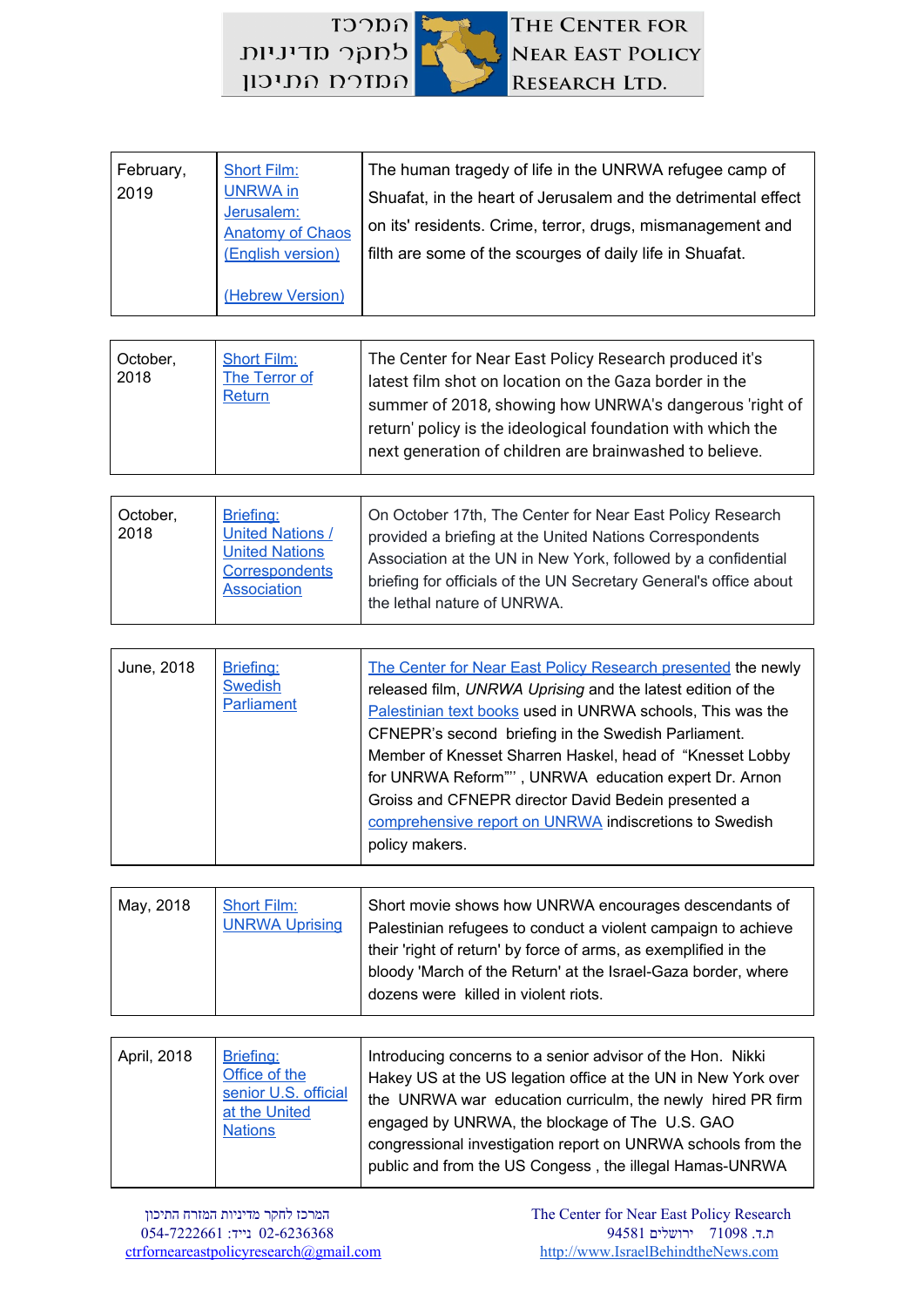| February, 2019 | Short Film: UNRWA in Jerusalem: Anatomy of Chaos (English version)<br><br>(Hebrew Version) | The human tragedy of life in the UNRWA refugee camp of Shuafat, in the heart of Jerusalem and the detrimental effect on its' residents. Crime, terror, drugs, mismanagement and filth are some of the scourges of daily life in Shuafat. |
|---|---|---|

| October, 2018 | Short Film: The Terror of Return | The Center for Near East Policy Research produced it's latest film shot on location on the Gaza border in the summer of 2018, showing how UNRWA's dangerous 'right of return' policy is the ideological foundation with which the next generation of children are brainwashed to believe. |
|---|---|---|

| October, 2018 | Briefing: United Nations / United Nations Correspondents Association | On October 17th, The Center for Near East Policy Research provided a briefing at the United Nations Correspondents Association at the UN in New York, followed by a confidential briefing for officials of the UN Secretary General's office about the lethal nature of UNRWA. |
|---|---|---|

| June, 2018 | Briefing: Swedish Parliament | The Center for Near East Policy Research presented the newly released film, *UNRWA Uprising* and the latest edition of the Palestinian text books used in UNRWA schools, This was the CFNEPR's second briefing in the Swedish Parliament. Member of Knesset Sharren Haskel, head of "Knesset Lobby for UNRWA Reform"" , UNRWA education expert Dr. Arnon Groiss and CFNEPR director David Bedein presented a comprehensive report on UNRWA indiscretions to Swedish policy makers. |
|---|---|---|

| May, 2018 | Short Film: UNRWA Uprising | Short movie shows how UNRWA encourages descendants of Palestinian refugees to conduct a violent campaign to achieve their 'right of return' by force of arms, as exemplified in the bloody 'March of the Return' at the Israel-Gaza border, where dozens were killed in violent riots. |
|---|---|---|

| April, 2018 | Briefing: Office of the senior U.S. official at the United Nations | Introducing concerns to a senior advisor of the Hon. Nikki Hakey US at the US legation office at the UN in New York over the UNRWA war education curriculm, the newly hired PR firm engaged by UNRWA, the blockage of The U.S. GAO congressional investigation report on UNRWA schools from the public and from the US Congess , the illegal Hamas-UNRWA |
|---|---|---|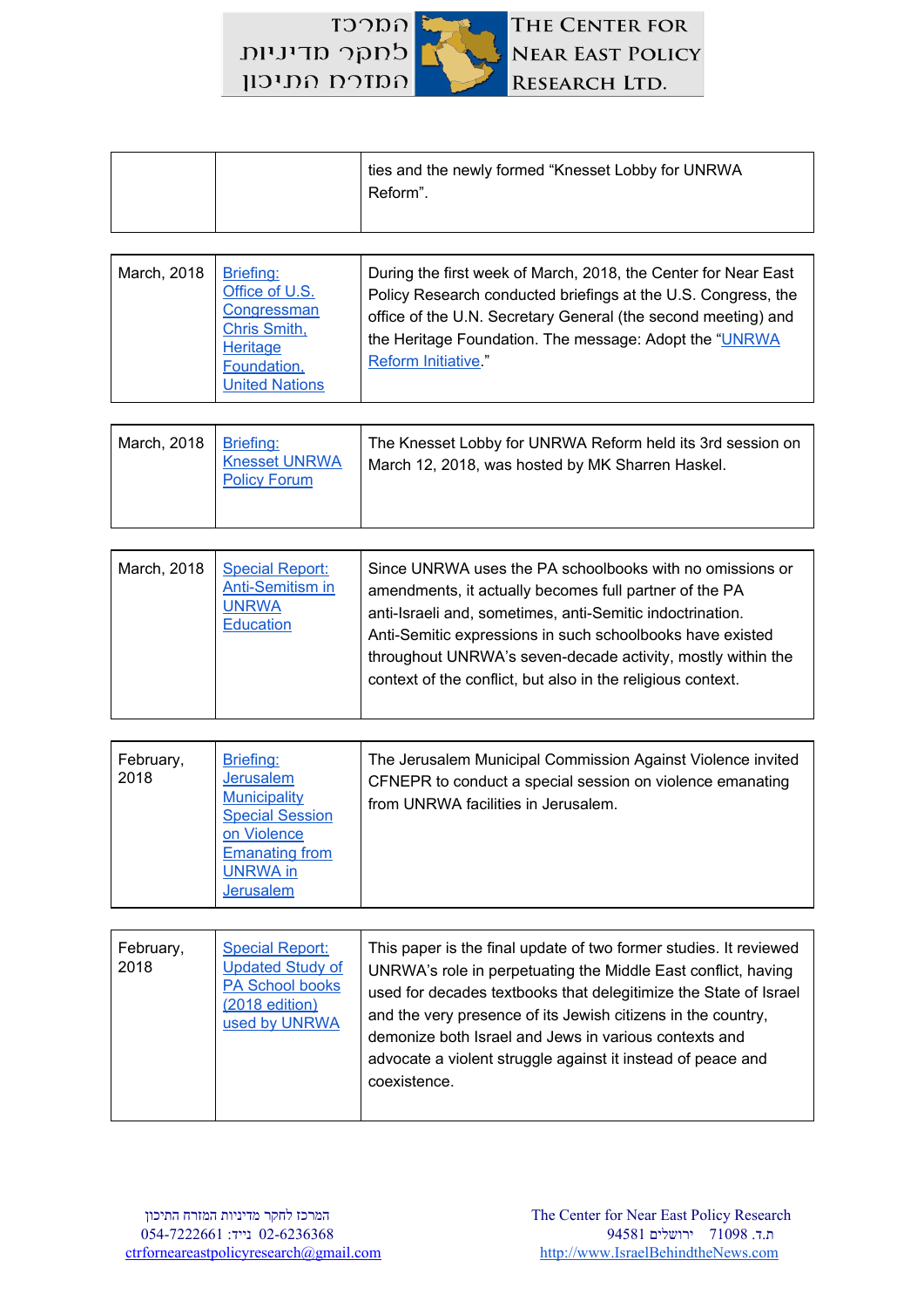| | | |
|---|---|---|
| | | ties and the newly formed “Knesset Lobby for UNRWA Reform”. |

| | | |
|---|---|---|
| March, 2018 | Briefing: Office of U.S. Congressman Chris Smith, Heritage Foundation, United Nations | During the first week of March, 2018, the Center for Near East Policy Research conducted briefings at the U.S. Congress, the office of the U.N. Secretary General (the second meeting) and the Heritage Foundation. The message: Adopt the “UNRWA Reform Initiative.” |

| | | |
|---|---|---|
| March, 2018 | Briefing: Knesset UNRWA Policy Forum | The Knesset Lobby for UNRWA Reform held its 3rd session on March 12, 2018, was hosted by MK Sharren Haskel. |

| | | |
|---|---|---|
| March, 2018 | Special Report: Anti-Semitism in UNRWA Education | Since UNRWA uses the PA schoolbooks with no omissions or amendments, it actually becomes full partner of the PA anti-Israeli and, sometimes, anti-Semitic indoctrination. Anti-Semitic expressions in such schoolbooks have existed throughout UNRWA's seven-decade activity, mostly within the context of the conflict, but also in the religious context. |

| | | |
|---|---|---|
| February, 2018 | Briefing: Jerusalem Municipality Special Session on Violence Emanating from UNRWA in Jerusalem | The Jerusalem Municipal Commission Against Violence invited CFNEPR to conduct a special session on violence emanating from UNRWA facilities in Jerusalem. |

| | | |
|---|---|---|
| February, 2018 | Special Report: Updated Study of PA School books (2018 edition) used by UNRWA | This paper is the final update of two former studies. It reviewed UNRWA's role in perpetuating the Middle East conflict, having used for decades textbooks that delegitimize the State of Israel and the very presence of its Jewish citizens in the country, demonize both Israel and Jews in various contexts and advocate a violent struggle against it instead of peace and coexistence. |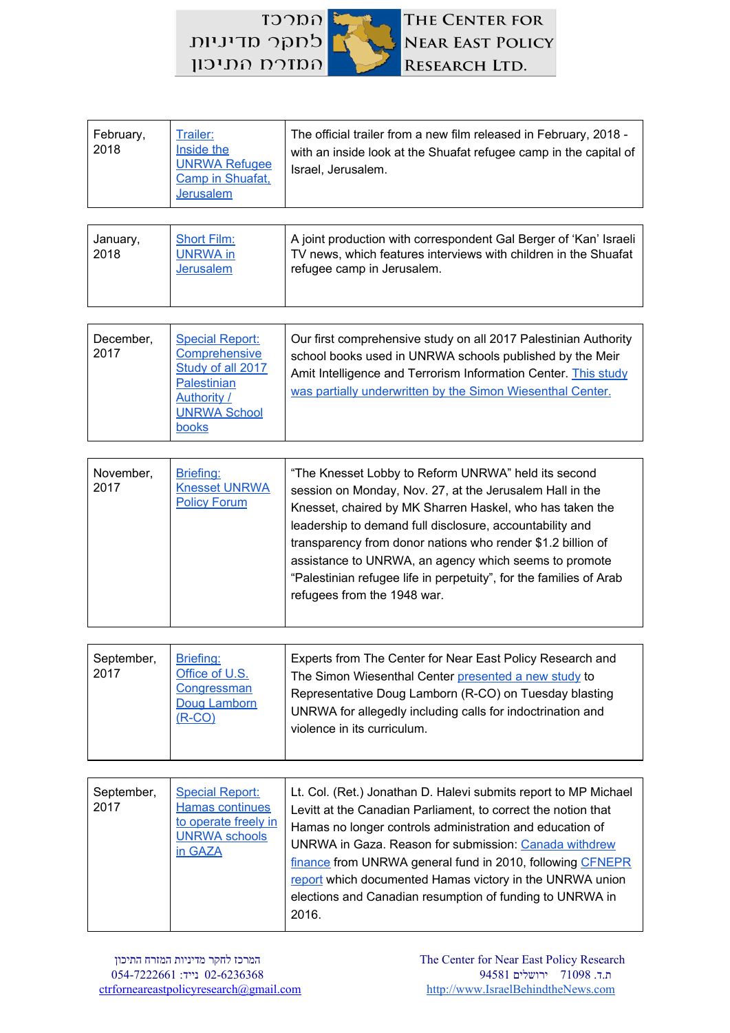| | | |
|---|---|---|
| February, 2018 | Trailer: Inside the UNRWA Refugee Camp in Shuafat, Jerusalem | The official trailer from a new film released in February, 2018 - with an inside look at the Shuafat refugee camp in the capital of Israel, Jerusalem. |

| | | |
|---|---|---|
| January, 2018 | Short Film: UNRWA in Jerusalem | A joint production with correspondent Gal Berger of 'Kan' Israeli TV news, which features interviews with children in the Shuafat refugee camp in Jerusalem. |

| | | |
|---|---|---|
| December, 2017 | Special Report: Comprehensive Study of all 2017 Palestinian Authority / UNRWA School books | Our first comprehensive study on all 2017 Palestinian Authority school books used in UNRWA schools published by the Meir Amit Intelligence and Terrorism Information Center. This study was partially underwritten by the Simon Wiesenthal Center. |

| | | |
|---|---|---|
| November, 2017 | Briefing: Knesset UNRWA Policy Forum | "The Knesset Lobby to Reform UNRWA" held its second session on Monday, Nov. 27, at the Jerusalem Hall in the Knesset, chaired by MK Sharren Haskel, who has taken the leadership to demand full disclosure, accountability and transparency from donor nations who render $1.2 billion of assistance to UNRWA, an agency which seems to promote "Palestinian refugee life in perpetuity", for the families of Arab refugees from the 1948 war. |

| | | |
|---|---|---|
| September, 2017 | Briefing: Office of U.S. Congressman Doug Lamborn (R-CO) | Experts from The Center for Near East Policy Research and The Simon Wiesenthal Center presented a new study to Representative Doug Lamborn (R-CO) on Tuesday blasting UNRWA for allegedly including calls for indoctrination and violence in its curriculum. |

| | | |
|---|---|---|
| September, 2017 | Special Report: Hamas continues to operate freely in UNRWA schools in GAZA | Lt. Col. (Ret.) Jonathan D. Halevi submits report to MP Michael Levitt at the Canadian Parliament, to correct the notion that Hamas no longer controls administration and education of UNRWA in Gaza. Reason for submission: Canada withdrew finance from UNRWA general fund in 2010, following CFNEPR report which documented Hamas victory in the UNRWA union elections and Canadian resumption of funding to UNRWA in 2016. |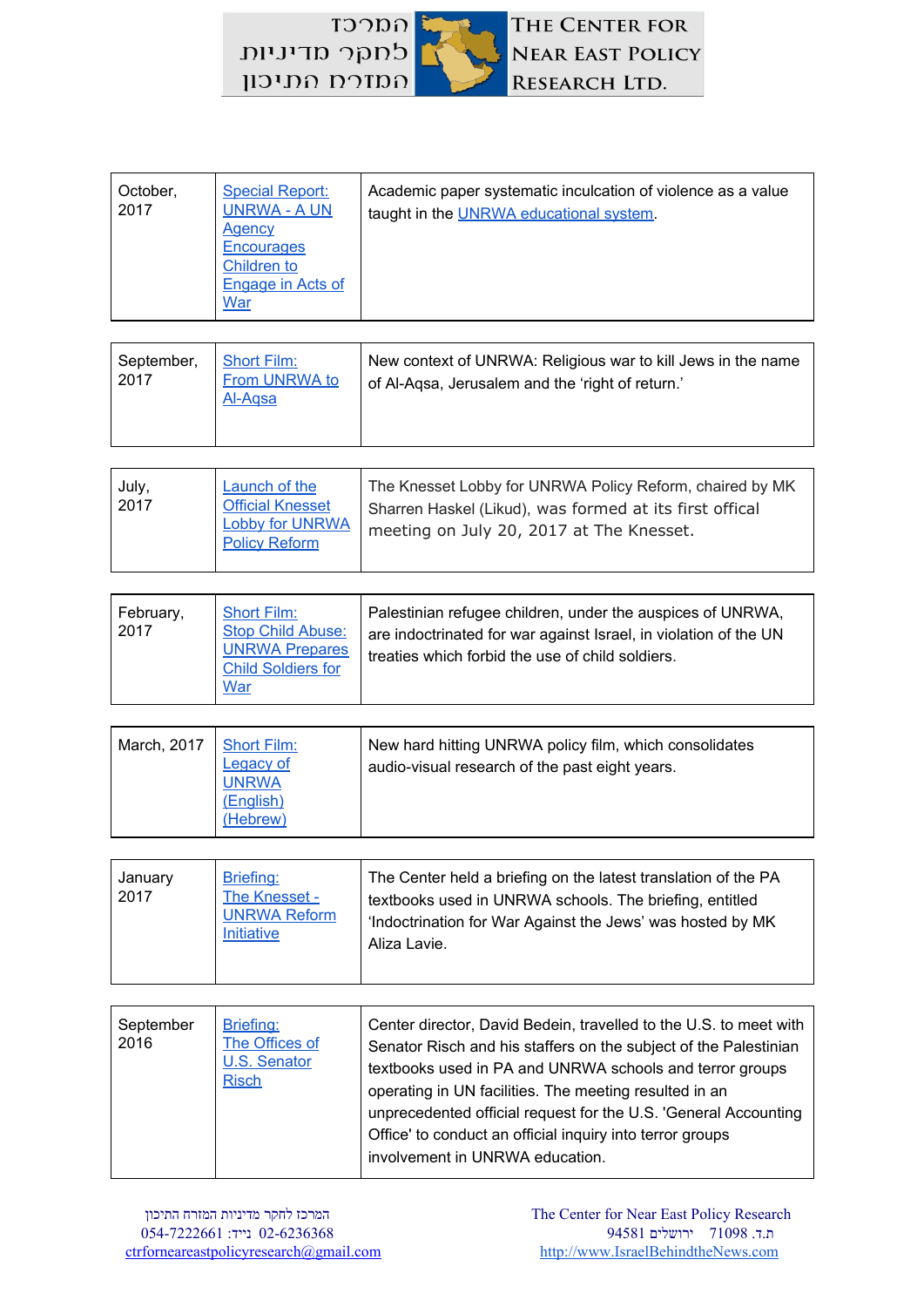| October, 2017 | Special Report: UNRWA - A UN Agency Encourages Children to Engage in Acts of War | Academic paper systematic inculcation of violence as a value taught in the UNRWA educational system. |
|---|---|---|
| September, 2017 | Short Film: From UNRWA to Al-Aqsa | New context of UNRWA: Religious war to kill Jews in the name of Al-Aqsa, Jerusalem and the 'right of return.' |
| July, 2017 | Launch of the Official Knesset Lobby for UNRWA Policy Reform | The Knesset Lobby for UNRWA Policy Reform, chaired by MK Sharren Haskel (Likud), was formed at its first offical meeting on July 20, 2017 at The Knesset. |
| February, 2017 | Short Film: Stop Child Abuse: UNRWA Prepares Child Soldiers for War | Palestinian refugee children, under the auspices of UNRWA, are indoctrinated for war against Israel, in violation of the UN treaties which forbid the use of child soldiers. |
| March, 2017 | Short Film: Legacy of UNRWA (English) (Hebrew) | New hard hitting UNRWA policy film, which consolidates audio-visual research of the past eight years. |
| January 2017 | Briefing: The Knesset - UNRWA Reform Initiative | The Center held a briefing on the latest translation of the PA textbooks used in UNRWA schools. The briefing, entitled 'Indoctrination for War Against the Jews' was hosted by MK Aliza Lavie. |
| September 2016 | Briefing: The Offices of U.S. Senator Risch | Center director, David Bedein, travelled to the U.S. to meet with Senator Risch and his staffers on the subject of the Palestinian textbooks used in PA and UNRWA schools and terror groups operating in UN facilities. The meeting resulted in an unprecedented official request for the U.S. 'General Accounting Office' to conduct an official inquiry into terror groups involvement in UNRWA education. |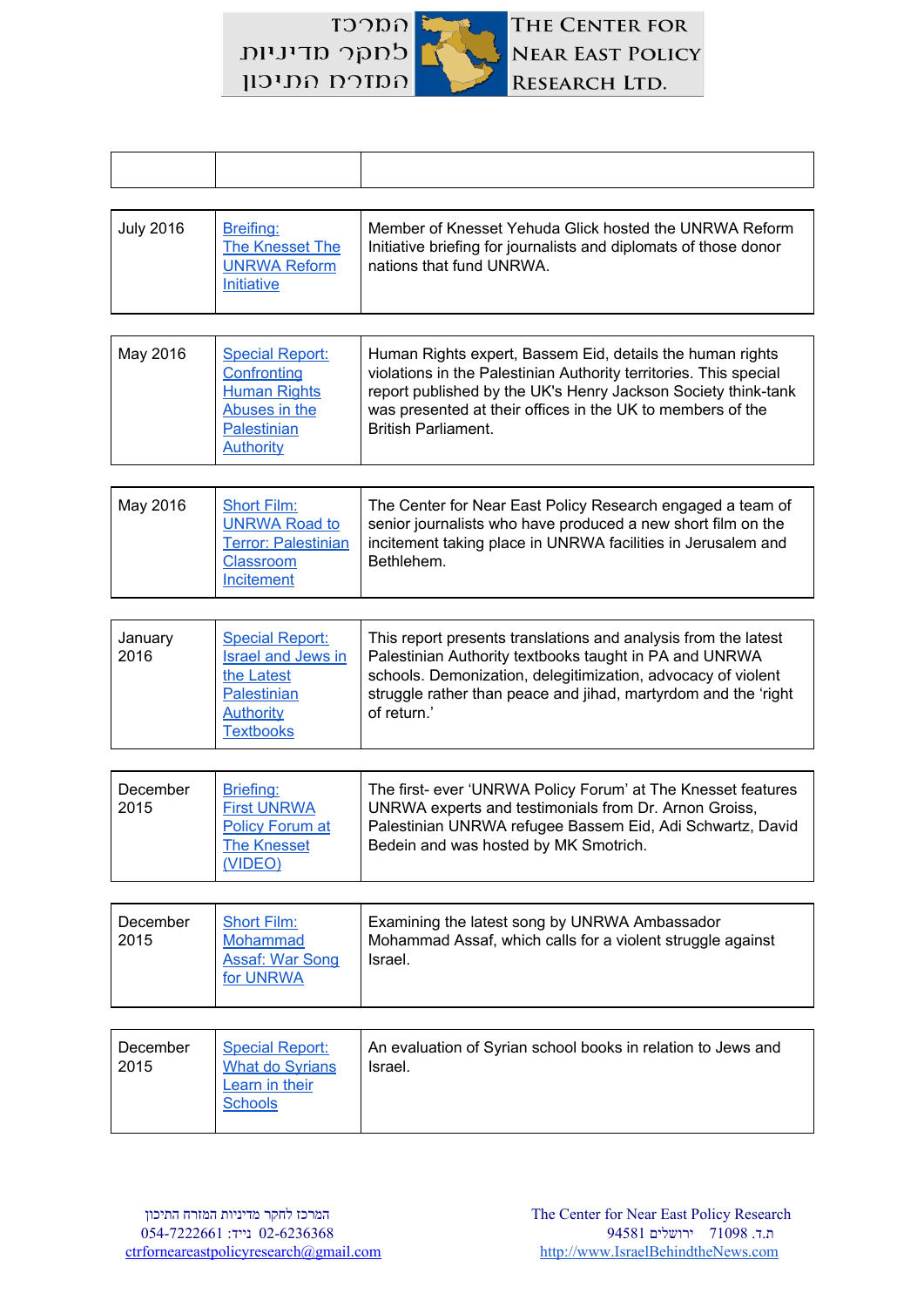| | | |
|---|---|---|
| July 2016 | Breifing: The Knesset The UNRWA Reform Initiative | Member of Knesset Yehuda Glick hosted the UNRWA Reform Initiative briefing for journalists and diplomats of those donor nations that fund UNRWA. |
| May 2016 | Special Report: Confronting Human Rights Abuses in the Palestinian Authority | Human Rights expert, Bassem Eid, details the human rights violations in the Palestinian Authority territories. This special report published by the UK's Henry Jackson Society think-tank was presented at their offices in the UK to members of the British Parliament. |
| May 2016 | Short Film: UNRWA Road to Terror: Palestinian Classroom Incitement | The Center for Near East Policy Research engaged a team of senior journalists who have produced a new short film on the incitement taking place in UNRWA facilities in Jerusalem and Bethlehem. |
| January 2016 | Special Report: Israel and Jews in the Latest Palestinian Authority Textbooks | This report presents translations and analysis from the latest Palestinian Authority textbooks taught in PA and UNRWA schools. Demonization, delegitimization, advocacy of violent struggle rather than peace and jihad, martyrdom and the 'right of return.' |
| December 2015 | Briefing: First UNRWA Policy Forum at The Knesset (VIDEO) | The first- ever 'UNRWA Policy Forum' at The Knesset features UNRWA experts and testimonials from Dr. Arnon Groiss, Palestinian UNRWA refugee Bassem Eid, Adi Schwartz, David Bedein and was hosted by MK Smotrich. |
| December 2015 | Short Film: Mohammad Assaf: War Song for UNRWA | Examining the latest song by UNRWA Ambassador Mohammad Assaf, which calls for a violent struggle against Israel. |
| December 2015 | Special Report: What do Syrians Learn in their Schools | An evaluation of Syrian school books in relation to Jews and Israel. |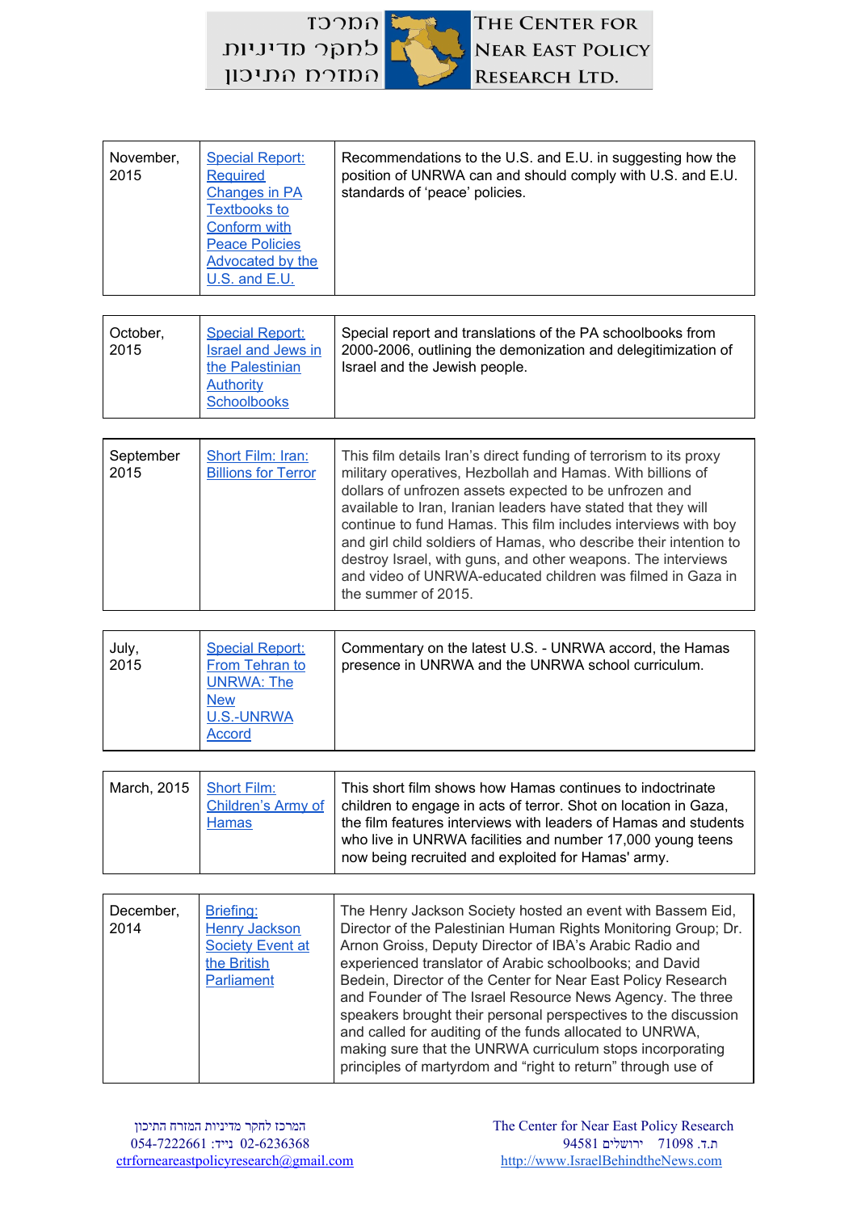| November, 2015 | Special Report: Required Changes in PA Textbooks to Conform with Peace Policies Advocated by the U.S. and E.U. | Recommendations to the U.S. and E.U. in suggesting how the position of UNRWA can and should comply with U.S. and E.U. standards of 'peace' policies. |
|---|---|---|

| October, 2015 | Special Report: Israel and Jews in the Palestinian Authority Schoolbooks | Special report and translations of the PA schoolbooks from 2000-2006, outlining the demonization and delegitimization of Israel and the Jewish people. |
|---|---|---|

| September 2015 | Short Film: Iran: Billions for Terror | This film details Iran's direct funding of terrorism to its proxy military operatives, Hezbollah and Hamas. With billions of dollars of unfrozen assets expected to be unfrozen and available to Iran, Iranian leaders have stated that they will continue to fund Hamas. This film includes interviews with boy and girl child soldiers of Hamas, who describe their intention to destroy Israel, with guns, and other weapons. The interviews and video of UNRWA-educated children was filmed in Gaza in the summer of 2015. |
|---|---|---|

| July, 2015 | Special Report: From Tehran to UNRWA: The New U.S.-UNRWA Accord | Commentary on the latest U.S. - UNRWA accord, the Hamas presence in UNRWA and the UNRWA school curriculum. |
|---|---|---|

| March, 2015 | Short Film: Children's Army of Hamas | This short film shows how Hamas continues to indoctrinate children to engage in acts of terror. Shot on location in Gaza, the film features interviews with leaders of Hamas and students who live in UNRWA facilities and number 17,000 young teens now being recruited and exploited for Hamas' army. |
|---|---|---|

| December, 2014 | Briefing: Henry Jackson Society Event at the British Parliament | The Henry Jackson Society hosted an event with Bassem Eid, Director of the Palestinian Human Rights Monitoring Group; Dr. Arnon Groiss, Deputy Director of IBA's Arabic Radio and experienced translator of Arabic schoolbooks; and David Bedein, Director of the Center for Near East Policy Research and Founder of The Israel Resource News Agency. The three speakers brought their personal perspectives to the discussion and called for auditing of the funds allocated to UNRWA, making sure that the UNRWA curriculum stops incorporating principles of martyrdom and "right to return" through use of |
|---|---|---|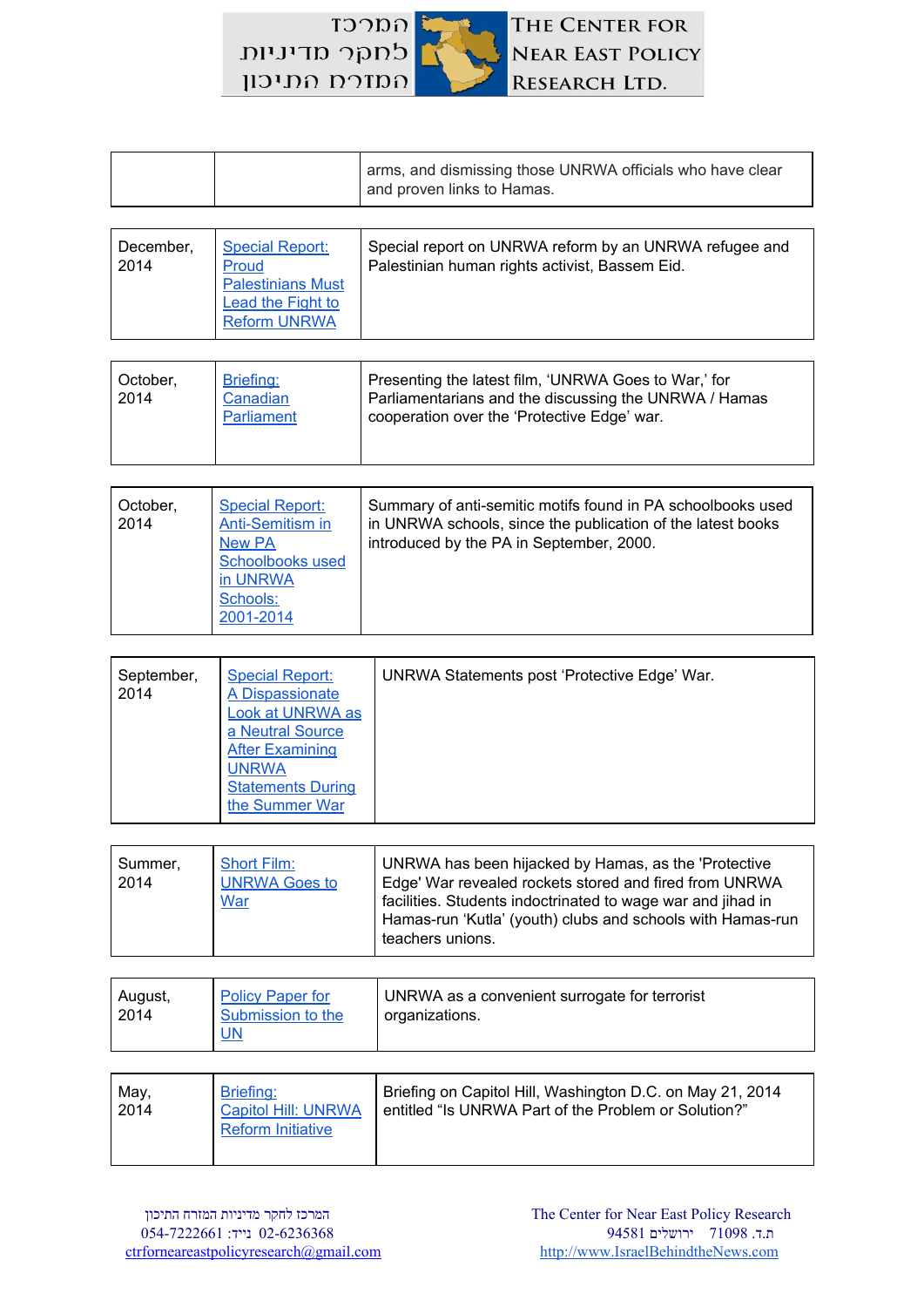| | | |
|---|---|---|
| | | arms, and dismissing those UNRWA officials who have clear and proven links to Hamas. |
| December, 2014 | Special Report: Proud Palestinians Must Lead the Fight to Reform UNRWA | Special report on UNRWA reform by an UNRWA refugee and Palestinian human rights activist, Bassem Eid. |
| October, 2014 | Briefing: Canadian Parliament | Presenting the latest film, 'UNRWA Goes to War,' for Parliamentarians and the discussing the UNRWA / Hamas cooperation over the 'Protective Edge' war. |
| October, 2014 | Special Report: Anti-Semitism in New PA Schoolbooks used in UNRWA Schools: 2001-2014 | Summary of anti-semitic motifs found in PA schoolbooks used in UNRWA schools, since the publication of the latest books introduced by the PA in September, 2000. |
| September, 2014 | Special Report: A Dispassionate Look at UNRWA as a Neutral Source After Examining UNRWA Statements During the Summer War | UNRWA Statements post 'Protective Edge' War. |
| Summer, 2014 | Short Film: UNRWA Goes to War | UNRWA has been hijacked by Hamas, as the 'Protective Edge' War revealed rockets stored and fired from UNRWA facilities. Students indoctrinated to wage war and jihad in Hamas-run 'Kutla' (youth) clubs and schools with Hamas-run teachers unions. |
| August, 2014 | Policy Paper for Submission to the UN | UNRWA as a convenient surrogate for terrorist organizations. |
| May, 2014 | Briefing: Capitol Hill: UNRWA Reform Initiative | Briefing on Capitol Hill, Washington D.C. on May 21, 2014 entitled "Is UNRWA Part of the Problem or Solution?" |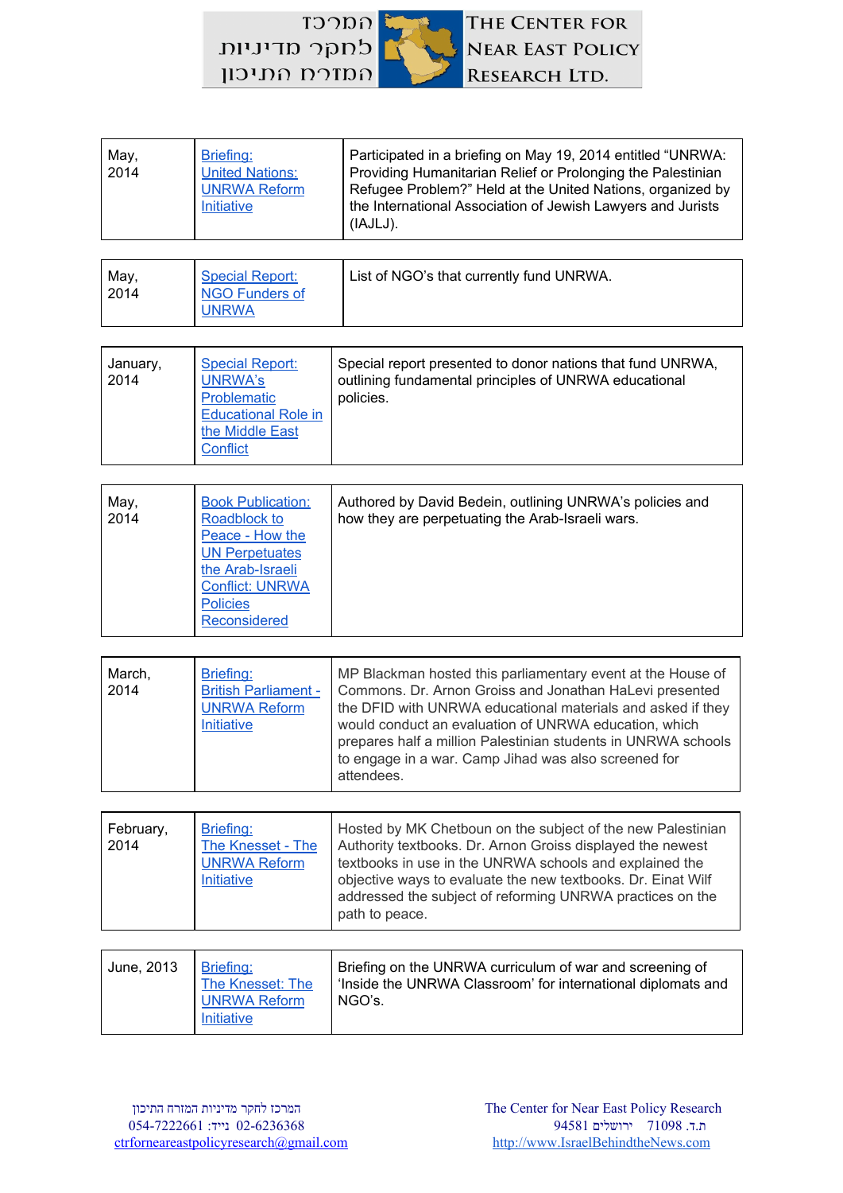| May, 2014 | Briefing: United Nations: UNRWA Reform Initiative | Participated in a briefing on May 19, 2014 entitled “UNRWA: Providing Humanitarian Relief or Prolonging the Palestinian Refugee Problem?” Held at the United Nations, organized by the International Association of Jewish Lawyers and Jurists (IAJLJ). |
|---|---|---|

| May, 2014 | Special Report: NGO Funders of UNRWA | List of NGO’s that currently fund UNRWA. |
|---|---|---|

| January, 2014 | Special Report: UNRWA’s Problematic Educational Role in the Middle East Conflict | Special report presented to donor nations that fund UNRWA, outlining fundamental principles of UNRWA educational policies. |
|---|---|---|

| May, 2014 | Book Publication: Roadblock to Peace - How the UN Perpetuates the Arab-Israeli Conflict: UNRWA Policies Reconsidered | Authored by David Bedein, outlining UNRWA’s policies and how they are perpetuating the Arab-Israeli wars. |
|---|---|---|

| March, 2014 | Briefing: British Parliament - UNRWA Reform Initiative | MP Blackman hosted this parliamentary event at the House of Commons. Dr. Arnon Groiss and Jonathan HaLevi presented the DFID with UNRWA educational materials and asked if they would conduct an evaluation of UNRWA education, which prepares half a million Palestinian students in UNRWA schools to engage in a war. Camp Jihad was also screened for attendees. |
|---|---|---|

| February, 2014 | Briefing: The Knesset - The UNRWA Reform Initiative | Hosted by MK Chetboun on the subject of the new Palestinian Authority textbooks. Dr. Arnon Groiss displayed the newest textbooks in use in the UNRWA schools and explained the objective ways to evaluate the new textbooks. Dr. Einat Wilf addressed the subject of reforming UNRWA practices on the path to peace. |
|---|---|---|

| June, 2013 | Briefing: The Knesset: The UNRWA Reform Initiative | Briefing on the UNRWA curriculum of war and screening of ‘Inside the UNRWA Classroom’ for international diplomats and NGO’s. |
|---|---|---|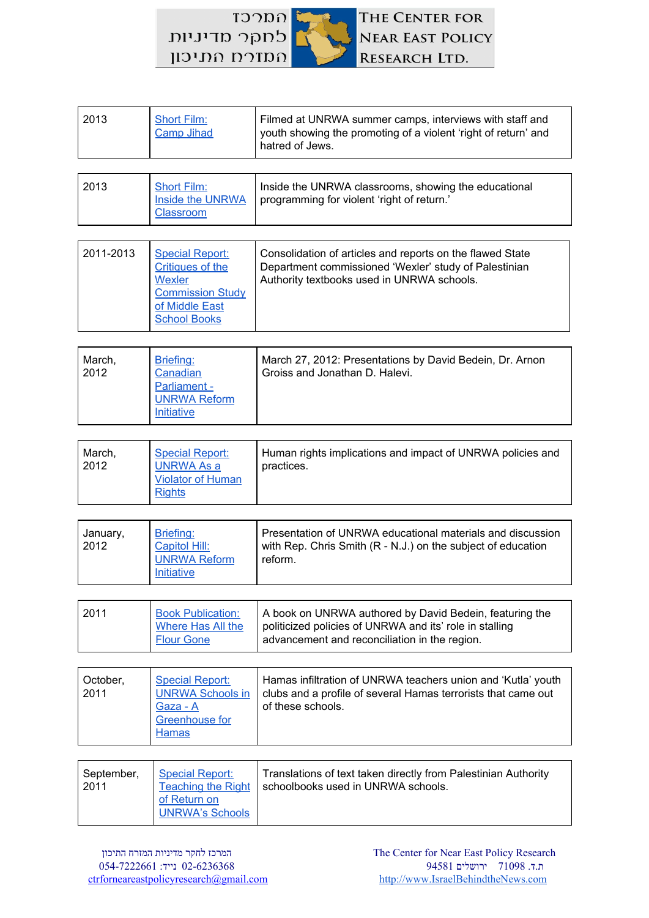| 2013 | Short Film: Camp Jihad | Filmed at UNRWA summer camps, interviews with staff and youth showing the promoting of a violent 'right of return' and hatred of Jews. |
|---|---|---|
| 2013 | Short Film: Inside the UNRWA Classroom | Inside the UNRWA classrooms, showing the educational programming for violent 'right of return.' |
| 2011-2013 | Special Report: Critiques of the Wexler Commission Study of Middle East School Books | Consolidation of articles and reports on the flawed State Department commissioned 'Wexler' study of Palestinian Authority textbooks used in UNRWA schools. |
| March, 2012 | Briefing: Canadian Parliament - UNRWA Reform Initiative | March 27, 2012: Presentations by David Bedein, Dr. Arnon Groiss and Jonathan D. Halevi. |
| March, 2012 | Special Report: UNRWA As a Violator of Human Rights | Human rights implications and impact of UNRWA policies and practices. |
| January, 2012 | Briefing: Capitol Hill: UNRWA Reform Initiative | Presentation of UNRWA educational materials and discussion with Rep. Chris Smith (R - N.J.) on the subject of education reform. |
| 2011 | Book Publication: Where Has All the Flour Gone | A book on UNRWA authored by David Bedein, featuring the politicized policies of UNRWA and its' role in stalling advancement and reconciliation in the region. |
| October, 2011 | Special Report: UNRWA Schools in Gaza - A Greenhouse for Hamas | Hamas infiltration of UNRWA teachers union and 'Kutla' youth clubs and a profile of several Hamas terrorists that came out of these schools. |
| September, 2011 | Special Report: Teaching the Right of Return on UNRWA's Schools | Translations of text taken directly from Palestinian Authority schoolbooks used in UNRWA schools. |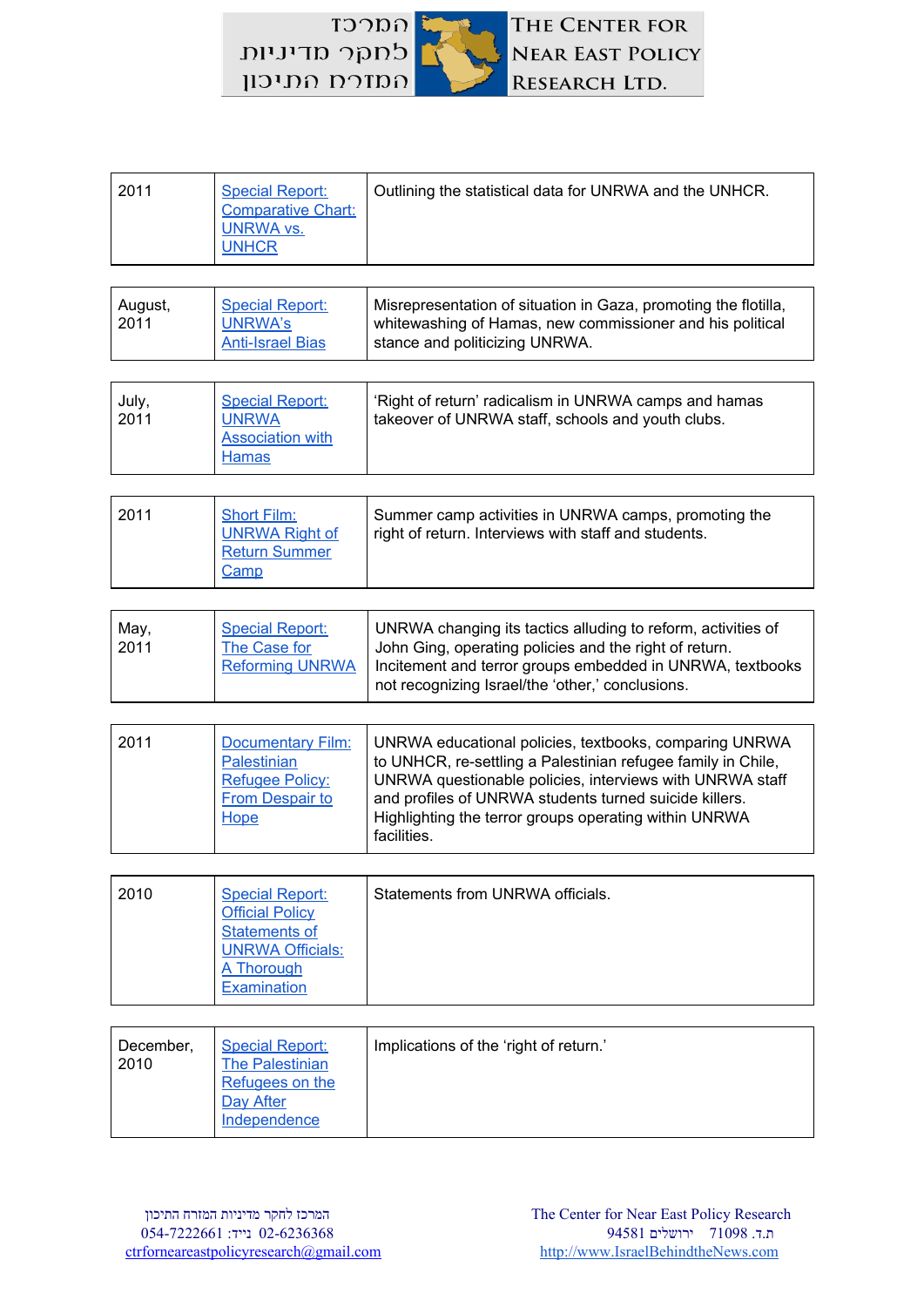| 2011 | Special Report: Comparative Chart: UNRWA vs. UNHCR | Outlining the statistical data for UNRWA and the UNHCR. |
|---|---|---|
| August, 2011 | Special Report: UNRWA's Anti-Israel Bias | Misrepresentation of situation in Gaza, promoting the flotilla, whitewashing of Hamas, new commissioner and his political stance and politicizing UNRWA. |
| July, 2011 | Special Report: UNRWA Association with Hamas | 'Right of return' radicalism in UNRWA camps and hamas takeover of UNRWA staff, schools and youth clubs. |
| 2011 | Short Film: UNRWA Right of Return Summer Camp | Summer camp activities in UNRWA camps, promoting the right of return. Interviews with staff and students. |
| May, 2011 | Special Report: The Case for Reforming UNRWA | UNRWA changing its tactics alluding to reform, activities of John Ging, operating policies and the right of return. Incitement and terror groups embedded in UNRWA, textbooks not recognizing Israel/the 'other,' conclusions. |
| 2011 | Documentary Film: Palestinian Refugee Policy: From Despair to Hope | UNRWA educational policies, textbooks, comparing UNRWA to UNHCR, re-settling a Palestinian refugee family in Chile, UNRWA questionable policies, interviews with UNRWA staff and profiles of UNRWA students turned suicide killers. Highlighting the terror groups operating within UNRWA facilities. |
| 2010 | Special Report: Official Policy Statements of UNRWA Officials: A Thorough Examination | Statements from UNRWA officials. |
| December, 2010 | Special Report: The Palestinian Refugees on the Day After Independence | Implications of the 'right of return.' |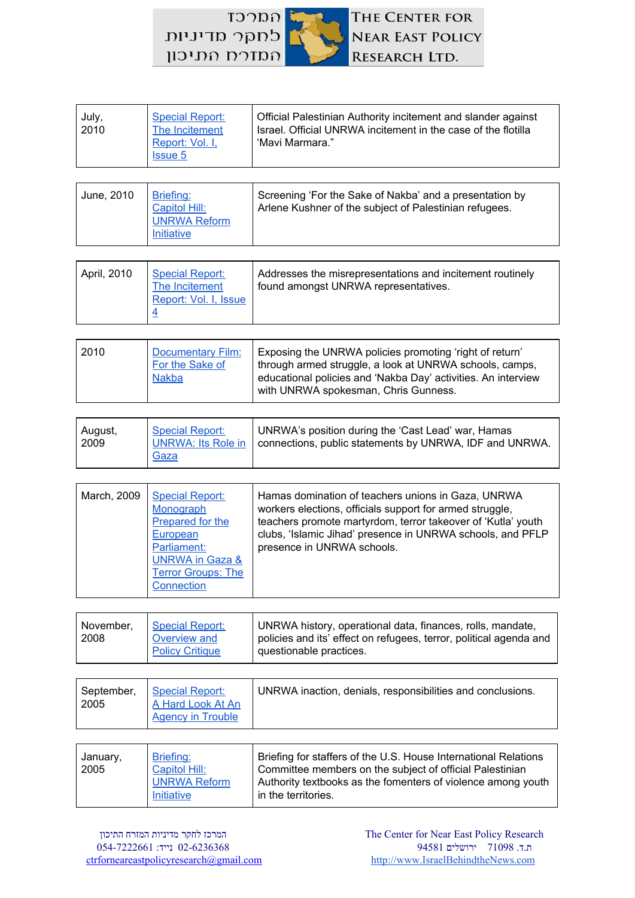| Date | Title | Description |
|---|---|---|
| July, 2010 | Special Report: The Incitement Report: Vol. I, Issue 5 | Official Palestinian Authority incitement and slander against Israel. Official UNRWA incitement in the case of the flotilla 'Mavi Marmara." |
| June, 2010 | Briefing: Capitol Hill: UNRWA Reform Initiative | Screening 'For the Sake of Nakba' and a presentation by Arlene Kushner of the subject of Palestinian refugees. |
| April, 2010 | Special Report: The Incitement Report: Vol. I, Issue 4 | Addresses the misrepresentations and incitement routinely found amongst UNRWA representatives. |
| 2010 | Documentary Film: For the Sake of Nakba | Exposing the UNRWA policies promoting 'right of return' through armed struggle, a look at UNRWA schools, camps, educational policies and 'Nakba Day' activities. An interview with UNRWA spokesman, Chris Gunness. |
| August, 2009 | Special Report: UNRWA: Its Role in Gaza | UNRWA's position during the 'Cast Lead' war, Hamas connections, public statements by UNRWA, IDF and UNRWA. |
| March, 2009 | Special Report: Monograph Prepared for the European Parliament: UNRWA in Gaza & Terror Groups: The Connection | Hamas domination of teachers unions in Gaza, UNRWA workers elections, officials support for armed struggle, teachers promote martyrdom, terror takeover of 'Kutla' youth clubs, 'Islamic Jihad' presence in UNRWA schools, and PFLP presence in UNRWA schools. |
| November, 2008 | Special Report: Overview and Policy Critique | UNRWA history, operational data, finances, rolls, mandate, policies and its' effect on refugees, terror, political agenda and questionable practices. |
| September, 2005 | Special Report: A Hard Look At An Agency in Trouble | UNRWA inaction, denials, responsibilities and conclusions. |
| January, 2005 | Briefing: Capitol Hill: UNRWA Reform Initiative | Briefing for staffers of the U.S. House International Relations Committee members on the subject of official Palestinian Authority textbooks as the fomenters of violence among youth in the territories. |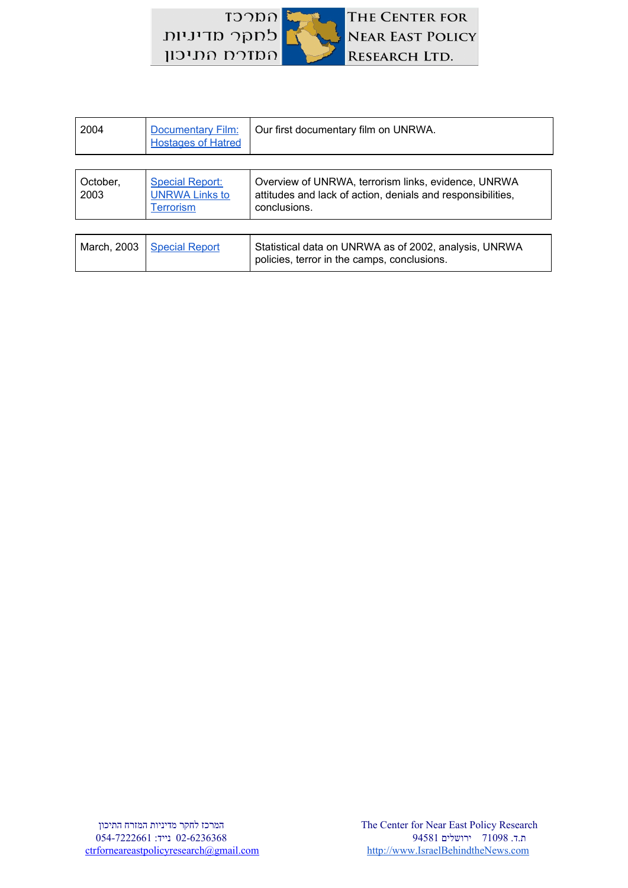| | | |
|---|---|---|
| 2004 | [Documentary Film: Hostages of Hatred] | Our first documentary film on UNRWA. |
| October, 2003 | [Special Report: UNRWA Links to Terrorism] | Overview of UNRWA, terrorism links, evidence, UNRWA attitudes and lack of action, denials and responsibilities, conclusions. |
| March, 2003 | [Special Report] | Statistical data on UNRWA as of 2002, analysis, UNRWA policies, terror in the camps, conclusions. |